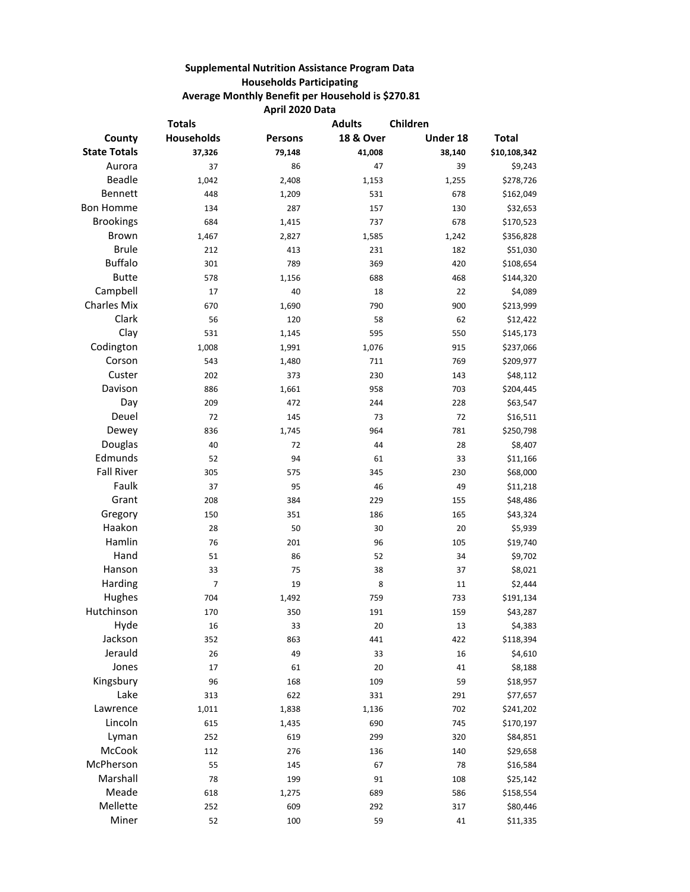**Supplemental Nutrition Assistance Program Data**

**Households Participating**

**Average Monthly Benefit per Household is $270.81**

**April 2020 Data**

| County | Totals Households | Persons | Adults 18 & Over | Children Under 18 | Total |
|---|---|---|---|---|---|
| **State Totals** | **37,326** | **79,148** | **41,008** | **38,140** | **$10,108,342** |
| Aurora | 37 | 86 | 47 | 39 | $9,243 |
| Beadle | 1,042 | 2,408 | 1,153 | 1,255 | $278,726 |
| Bennett | 448 | 1,209 | 531 | 678 | $162,049 |
| Bon Homme | 134 | 287 | 157 | 130 | $32,653 |
| Brookings | 684 | 1,415 | 737 | 678 | $170,523 |
| Brown | 1,467 | 2,827 | 1,585 | 1,242 | $356,828 |
| Brule | 212 | 413 | 231 | 182 | $51,030 |
| Buffalo | 301 | 789 | 369 | 420 | $108,654 |
| Butte | 578 | 1,156 | 688 | 468 | $144,320 |
| Campbell | 17 | 40 | 18 | 22 | $4,089 |
| Charles Mix | 670 | 1,690 | 790 | 900 | $213,999 |
| Clark | 56 | 120 | 58 | 62 | $12,422 |
| Clay | 531 | 1,145 | 595 | 550 | $145,173 |
| Codington | 1,008 | 1,991 | 1,076 | 915 | $237,066 |
| Corson | 543 | 1,480 | 711 | 769 | $209,977 |
| Custer | 202 | 373 | 230 | 143 | $48,112 |
| Davison | 886 | 1,661 | 958 | 703 | $204,445 |
| Day | 209 | 472 | 244 | 228 | $63,547 |
| Deuel | 72 | 145 | 73 | 72 | $16,511 |
| Dewey | 836 | 1,745 | 964 | 781 | $250,798 |
| Douglas | 40 | 72 | 44 | 28 | $8,407 |
| Edmunds | 52 | 94 | 61 | 33 | $11,166 |
| Fall River | 305 | 575 | 345 | 230 | $68,000 |
| Faulk | 37 | 95 | 46 | 49 | $11,218 |
| Grant | 208 | 384 | 229 | 155 | $48,486 |
| Gregory | 150 | 351 | 186 | 165 | $43,324 |
| Haakon | 28 | 50 | 30 | 20 | $5,939 |
| Hamlin | 76 | 201 | 96 | 105 | $19,740 |
| Hand | 51 | 86 | 52 | 34 | $9,702 |
| Hanson | 33 | 75 | 38 | 37 | $8,021 |
| Harding | 7 | 19 | 8 | 11 | $2,444 |
| Hughes | 704 | 1,492 | 759 | 733 | $191,134 |
| Hutchinson | 170 | 350 | 191 | 159 | $43,287 |
| Hyde | 16 | 33 | 20 | 13 | $4,383 |
| Jackson | 352 | 863 | 441 | 422 | $118,394 |
| Jerauld | 26 | 49 | 33 | 16 | $4,610 |
| Jones | 17 | 61 | 20 | 41 | $8,188 |
| Kingsbury | 96 | 168 | 109 | 59 | $18,957 |
| Lake | 313 | 622 | 331 | 291 | $77,657 |
| Lawrence | 1,011 | 1,838 | 1,136 | 702 | $241,202 |
| Lincoln | 615 | 1,435 | 690 | 745 | $170,197 |
| Lyman | 252 | 619 | 299 | 320 | $84,851 |
| McCook | 112 | 276 | 136 | 140 | $29,658 |
| McPherson | 55 | 145 | 67 | 78 | $16,584 |
| Marshall | 78 | 199 | 91 | 108 | $25,142 |
| Meade | 618 | 1,275 | 689 | 586 | $158,554 |
| Mellette | 252 | 609 | 292 | 317 | $80,446 |
| Miner | 52 | 100 | 59 | 41 | $11,335 |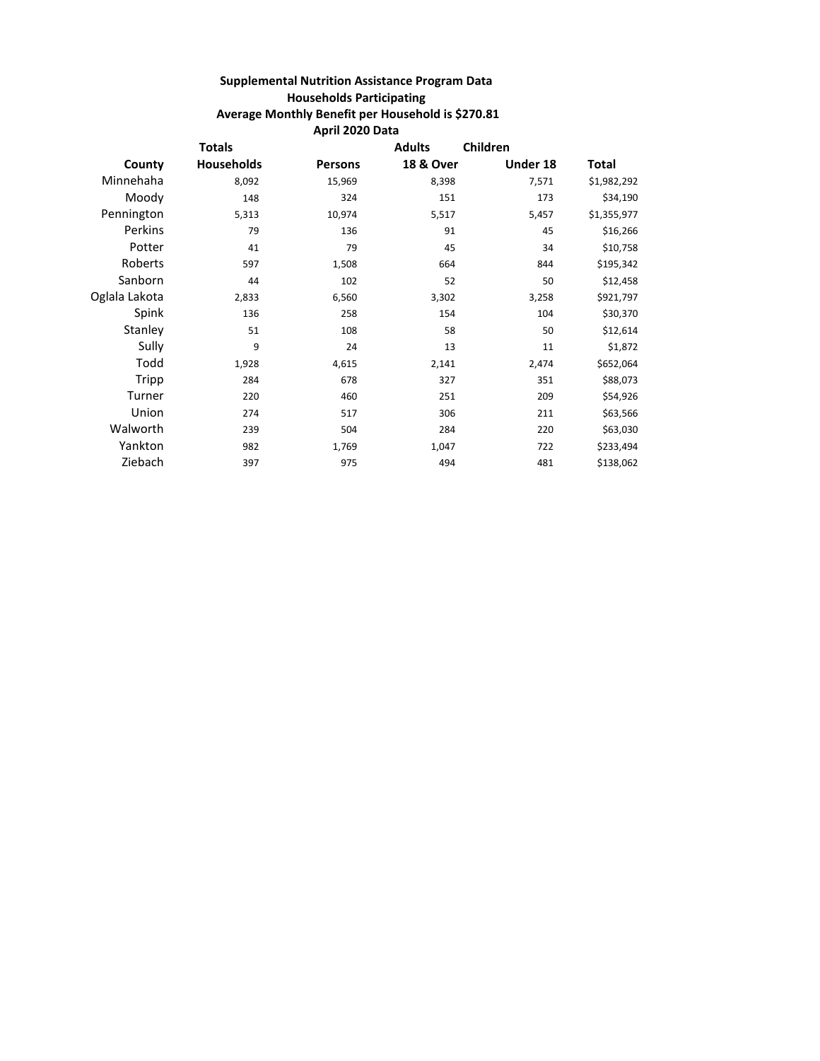**Supplemental Nutrition Assistance Program Data**
**Households Participating**
**Average Monthly Benefit per Household is $270.81**
**April 2020 Data**

| | Totals | | Adults | Children | |
|---|---|---|---|---|---|
| **County** | **Households** | **Persons** | **18 & Over** | **Under 18** | **Total** |
| Minnehaha | 8,092 | 15,969 | 8,398 | 7,571 | $1,982,292 |
| Moody | 148 | 324 | 151 | 173 | $34,190 |
| Pennington | 5,313 | 10,974 | 5,517 | 5,457 | $1,355,977 |
| Perkins | 79 | 136 | 91 | 45 | $16,266 |
| Potter | 41 | 79 | 45 | 34 | $10,758 |
| Roberts | 597 | 1,508 | 664 | 844 | $195,342 |
| Sanborn | 44 | 102 | 52 | 50 | $12,458 |
| Oglala Lakota | 2,833 | 6,560 | 3,302 | 3,258 | $921,797 |
| Spink | 136 | 258 | 154 | 104 | $30,370 |
| Stanley | 51 | 108 | 58 | 50 | $12,614 |
| Sully | 9 | 24 | 13 | 11 | $1,872 |
| Todd | 1,928 | 4,615 | 2,141 | 2,474 | $652,064 |
| Tripp | 284 | 678 | 327 | 351 | $88,073 |
| Turner | 220 | 460 | 251 | 209 | $54,926 |
| Union | 274 | 517 | 306 | 211 | $63,566 |
| Walworth | 239 | 504 | 284 | 220 | $63,030 |
| Yankton | 982 | 1,769 | 1,047 | 722 | $233,494 |
| Ziebach | 397 | 975 | 494 | 481 | $138,062 |